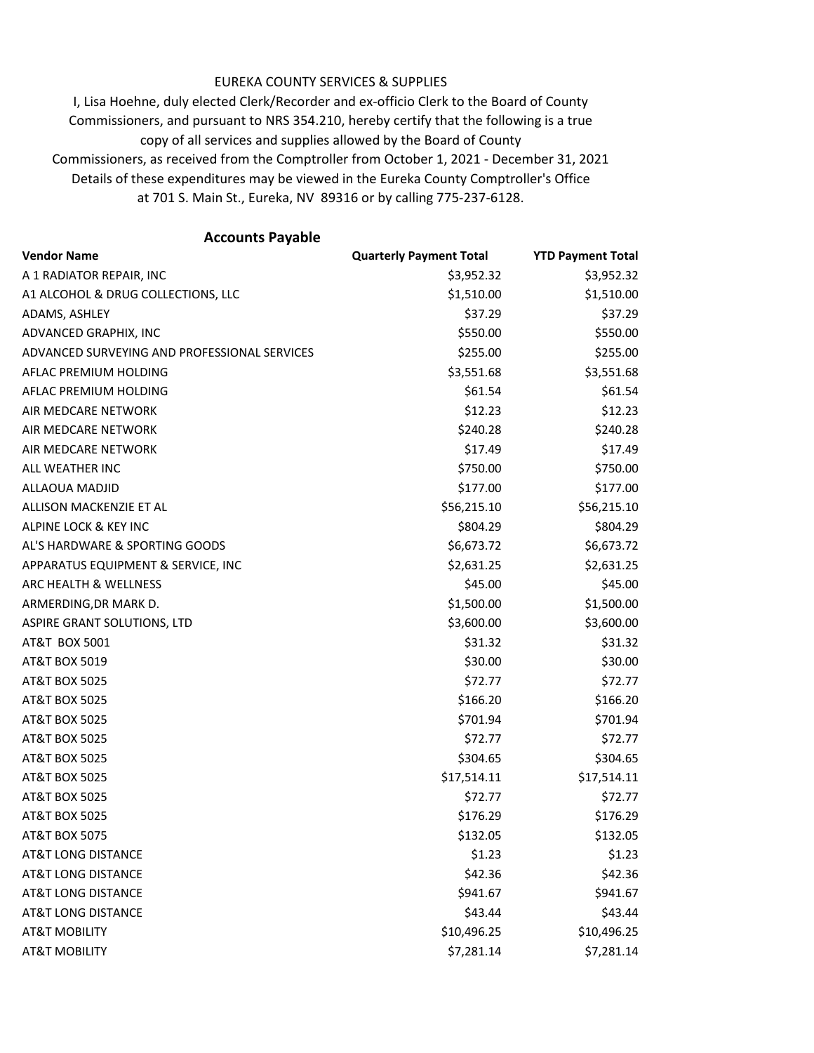EUREKA COUNTY SERVICES & SUPPLIES

I, Lisa Hoehne, duly elected Clerk/Recorder and ex-officio Clerk to the Board of County Commissioners, and pursuant to NRS 354.210, hereby certify that the following is a true copy of all services and supplies allowed by the Board of County Commissioners, as received from the Comptroller from October 1, 2021 - December 31, 2021

Details of these expenditures may be viewed in the Eureka County Comptroller's Office at 701 S. Main St., Eureka, NV 89316 or by calling 775-237-6128.

## Accounts Payable

| Vendor Name | Quarterly Payment Total | YTD Payment Total |
|---|---|---|
| A 1 RADIATOR REPAIR, INC | $3,952.32 | $3,952.32 |
| A1 ALCOHOL & DRUG COLLECTIONS, LLC | $1,510.00 | $1,510.00 |
| ADAMS, ASHLEY | $37.29 | $37.29 |
| ADVANCED GRAPHIX, INC | $550.00 | $550.00 |
| ADVANCED SURVEYING AND PROFESSIONAL SERVICES | $255.00 | $255.00 |
| AFLAC PREMIUM HOLDING | $3,551.68 | $3,551.68 |
| AFLAC PREMIUM HOLDING | $61.54 | $61.54 |
| AIR MEDCARE NETWORK | $12.23 | $12.23 |
| AIR MEDCARE NETWORK | $240.28 | $240.28 |
| AIR MEDCARE NETWORK | $17.49 | $17.49 |
| ALL WEATHER INC | $750.00 | $750.00 |
| ALLAOUA MADJID | $177.00 | $177.00 |
| ALLISON MACKENZIE ET AL | $56,215.10 | $56,215.10 |
| ALPINE LOCK & KEY INC | $804.29 | $804.29 |
| AL'S HARDWARE & SPORTING GOODS | $6,673.72 | $6,673.72 |
| APPARATUS EQUIPMENT & SERVICE, INC | $2,631.25 | $2,631.25 |
| ARC HEALTH & WELLNESS | $45.00 | $45.00 |
| ARMERDING,DR MARK D. | $1,500.00 | $1,500.00 |
| ASPIRE GRANT SOLUTIONS, LTD | $3,600.00 | $3,600.00 |
| AT&T BOX 5001 | $31.32 | $31.32 |
| AT&T BOX 5019 | $30.00 | $30.00 |
| AT&T BOX 5025 | $72.77 | $72.77 |
| AT&T BOX 5025 | $166.20 | $166.20 |
| AT&T BOX 5025 | $701.94 | $701.94 |
| AT&T BOX 5025 | $72.77 | $72.77 |
| AT&T BOX 5025 | $304.65 | $304.65 |
| AT&T BOX 5025 | $17,514.11 | $17,514.11 |
| AT&T BOX 5025 | $72.77 | $72.77 |
| AT&T BOX 5025 | $176.29 | $176.29 |
| AT&T BOX 5075 | $132.05 | $132.05 |
| AT&T LONG DISTANCE | $1.23 | $1.23 |
| AT&T LONG DISTANCE | $42.36 | $42.36 |
| AT&T LONG DISTANCE | $941.67 | $941.67 |
| AT&T LONG DISTANCE | $43.44 | $43.44 |
| AT&T MOBILITY | $10,496.25 | $10,496.25 |
| AT&T MOBILITY | $7,281.14 | $7,281.14 |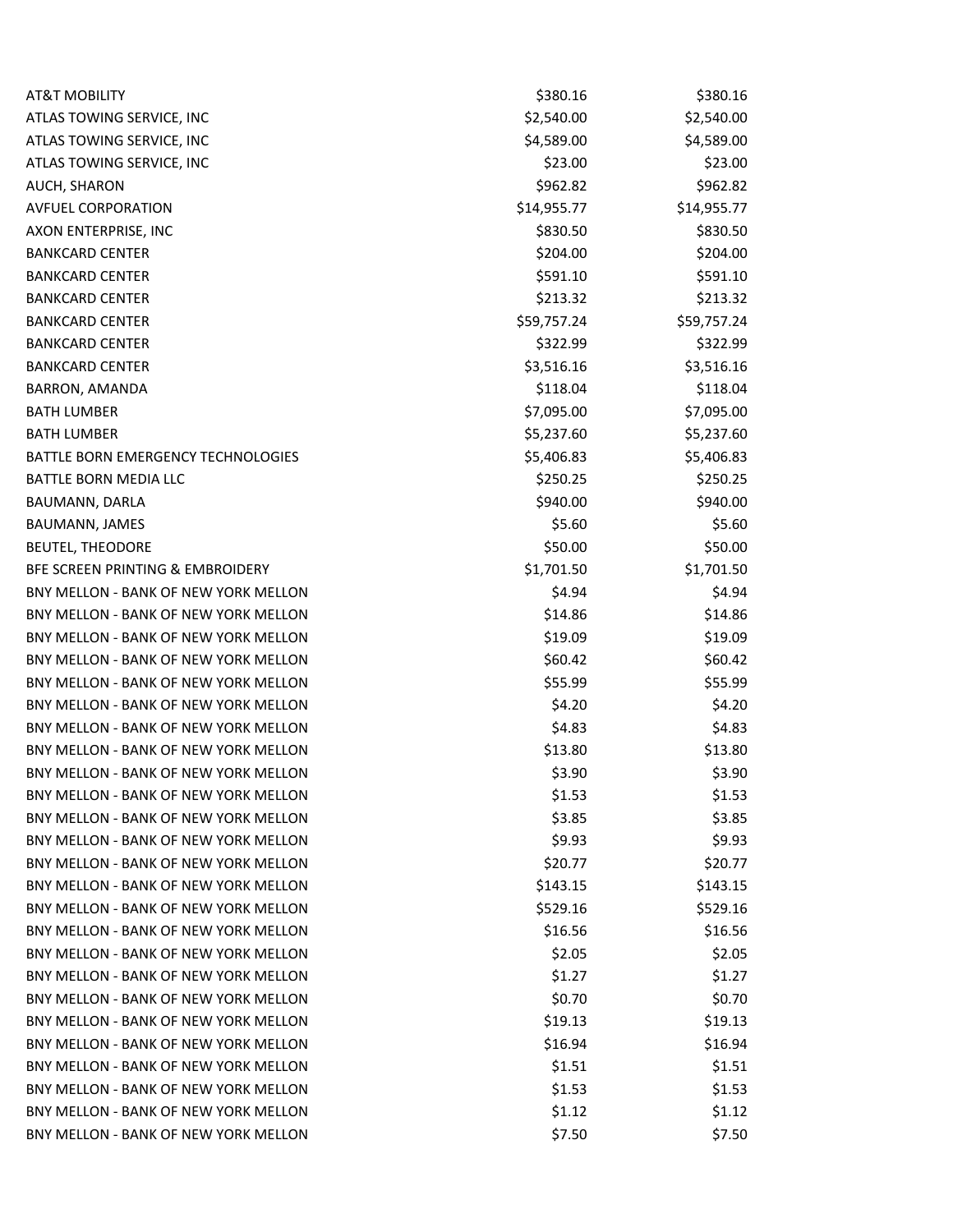| | | |
|---|---|---|
| AT&T MOBILITY | $380.16 | $380.16 |
| ATLAS TOWING SERVICE, INC | $2,540.00 | $2,540.00 |
| ATLAS TOWING SERVICE, INC | $4,589.00 | $4,589.00 |
| ATLAS TOWING SERVICE, INC | $23.00 | $23.00 |
| AUCH, SHARON | $962.82 | $962.82 |
| AVFUEL CORPORATION | $14,955.77 | $14,955.77 |
| AXON ENTERPRISE, INC | $830.50 | $830.50 |
| BANKCARD CENTER | $204.00 | $204.00 |
| BANKCARD CENTER | $591.10 | $591.10 |
| BANKCARD CENTER | $213.32 | $213.32 |
| BANKCARD CENTER | $59,757.24 | $59,757.24 |
| BANKCARD CENTER | $322.99 | $322.99 |
| BANKCARD CENTER | $3,516.16 | $3,516.16 |
| BARRON, AMANDA | $118.04 | $118.04 |
| BATH LUMBER | $7,095.00 | $7,095.00 |
| BATH LUMBER | $5,237.60 | $5,237.60 |
| BATTLE BORN EMERGENCY TECHNOLOGIES | $5,406.83 | $5,406.83 |
| BATTLE BORN MEDIA LLC | $250.25 | $250.25 |
| BAUMANN, DARLA | $940.00 | $940.00 |
| BAUMANN, JAMES | $5.60 | $5.60 |
| BEUTEL, THEODORE | $50.00 | $50.00 |
| BFE SCREEN PRINTING & EMBROIDERY | $1,701.50 | $1,701.50 |
| BNY MELLON - BANK OF NEW YORK MELLON | $4.94 | $4.94 |
| BNY MELLON - BANK OF NEW YORK MELLON | $14.86 | $14.86 |
| BNY MELLON - BANK OF NEW YORK MELLON | $19.09 | $19.09 |
| BNY MELLON - BANK OF NEW YORK MELLON | $60.42 | $60.42 |
| BNY MELLON - BANK OF NEW YORK MELLON | $55.99 | $55.99 |
| BNY MELLON - BANK OF NEW YORK MELLON | $4.20 | $4.20 |
| BNY MELLON - BANK OF NEW YORK MELLON | $4.83 | $4.83 |
| BNY MELLON - BANK OF NEW YORK MELLON | $13.80 | $13.80 |
| BNY MELLON - BANK OF NEW YORK MELLON | $3.90 | $3.90 |
| BNY MELLON - BANK OF NEW YORK MELLON | $1.53 | $1.53 |
| BNY MELLON - BANK OF NEW YORK MELLON | $3.85 | $3.85 |
| BNY MELLON - BANK OF NEW YORK MELLON | $9.93 | $9.93 |
| BNY MELLON - BANK OF NEW YORK MELLON | $20.77 | $20.77 |
| BNY MELLON - BANK OF NEW YORK MELLON | $143.15 | $143.15 |
| BNY MELLON - BANK OF NEW YORK MELLON | $529.16 | $529.16 |
| BNY MELLON - BANK OF NEW YORK MELLON | $16.56 | $16.56 |
| BNY MELLON - BANK OF NEW YORK MELLON | $2.05 | $2.05 |
| BNY MELLON - BANK OF NEW YORK MELLON | $1.27 | $1.27 |
| BNY MELLON - BANK OF NEW YORK MELLON | $0.70 | $0.70 |
| BNY MELLON - BANK OF NEW YORK MELLON | $19.13 | $19.13 |
| BNY MELLON - BANK OF NEW YORK MELLON | $16.94 | $16.94 |
| BNY MELLON - BANK OF NEW YORK MELLON | $1.51 | $1.51 |
| BNY MELLON - BANK OF NEW YORK MELLON | $1.53 | $1.53 |
| BNY MELLON - BANK OF NEW YORK MELLON | $1.12 | $1.12 |
| BNY MELLON - BANK OF NEW YORK MELLON | $7.50 | $7.50 |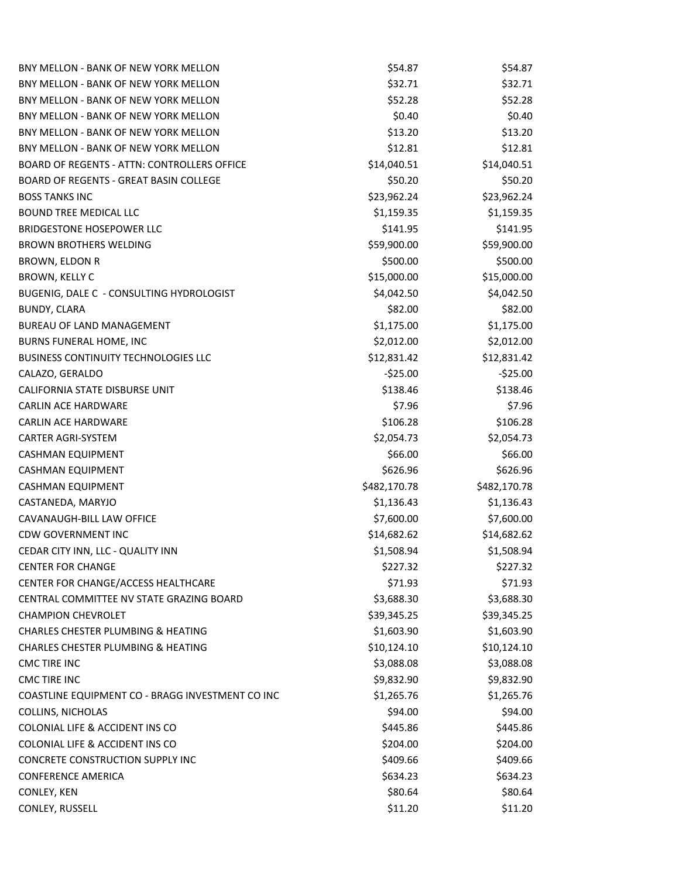| | | |
|---|---|---|
| BNY MELLON - BANK OF NEW YORK MELLON | $54.87 | $54.87 |
| BNY MELLON - BANK OF NEW YORK MELLON | $32.71 | $32.71 |
| BNY MELLON - BANK OF NEW YORK MELLON | $52.28 | $52.28 |
| BNY MELLON - BANK OF NEW YORK MELLON | $0.40 | $0.40 |
| BNY MELLON - BANK OF NEW YORK MELLON | $13.20 | $13.20 |
| BNY MELLON - BANK OF NEW YORK MELLON | $12.81 | $12.81 |
| BOARD OF REGENTS - ATTN: CONTROLLERS OFFICE | $14,040.51 | $14,040.51 |
| BOARD OF REGENTS - GREAT BASIN COLLEGE | $50.20 | $50.20 |
| BOSS TANKS INC | $23,962.24 | $23,962.24 |
| BOUND TREE MEDICAL LLC | $1,159.35 | $1,159.35 |
| BRIDGESTONE HOSEPOWER LLC | $141.95 | $141.95 |
| BROWN BROTHERS WELDING | $59,900.00 | $59,900.00 |
| BROWN, ELDON R | $500.00 | $500.00 |
| BROWN, KELLY C | $15,000.00 | $15,000.00 |
| BUGENIG, DALE C - CONSULTING HYDROLOGIST | $4,042.50 | $4,042.50 |
| BUNDY, CLARA | $82.00 | $82.00 |
| BUREAU OF LAND MANAGEMENT | $1,175.00 | $1,175.00 |
| BURNS FUNERAL HOME, INC | $2,012.00 | $2,012.00 |
| BUSINESS CONTINUITY TECHNOLOGIES LLC | $12,831.42 | $12,831.42 |
| CALAZO, GERALDO | -$25.00 | -$25.00 |
| CALIFORNIA STATE DISBURSE UNIT | $138.46 | $138.46 |
| CARLIN ACE HARDWARE | $7.96 | $7.96 |
| CARLIN ACE HARDWARE | $106.28 | $106.28 |
| CARTER AGRI-SYSTEM | $2,054.73 | $2,054.73 |
| CASHMAN EQUIPMENT | $66.00 | $66.00 |
| CASHMAN EQUIPMENT | $626.96 | $626.96 |
| CASHMAN EQUIPMENT | $482,170.78 | $482,170.78 |
| CASTANEDA, MARYJO | $1,136.43 | $1,136.43 |
| CAVANAUGH-BILL LAW OFFICE | $7,600.00 | $7,600.00 |
| CDW GOVERNMENT INC | $14,682.62 | $14,682.62 |
| CEDAR CITY INN, LLC - QUALITY INN | $1,508.94 | $1,508.94 |
| CENTER FOR CHANGE | $227.32 | $227.32 |
| CENTER FOR CHANGE/ACCESS HEALTHCARE | $71.93 | $71.93 |
| CENTRAL COMMITTEE NV STATE GRAZING BOARD | $3,688.30 | $3,688.30 |
| CHAMPION CHEVROLET | $39,345.25 | $39,345.25 |
| CHARLES CHESTER PLUMBING & HEATING | $1,603.90 | $1,603.90 |
| CHARLES CHESTER PLUMBING & HEATING | $10,124.10 | $10,124.10 |
| CMC TIRE INC | $3,088.08 | $3,088.08 |
| CMC TIRE INC | $9,832.90 | $9,832.90 |
| COASTLINE EQUIPMENT CO - BRAGG INVESTMENT CO INC | $1,265.76 | $1,265.76 |
| COLLINS, NICHOLAS | $94.00 | $94.00 |
| COLONIAL LIFE & ACCIDENT INS CO | $445.86 | $445.86 |
| COLONIAL LIFE & ACCIDENT INS CO | $204.00 | $204.00 |
| CONCRETE CONSTRUCTION SUPPLY INC | $409.66 | $409.66 |
| CONFERENCE AMERICA | $634.23 | $634.23 |
| CONLEY, KEN | $80.64 | $80.64 |
| CONLEY, RUSSELL | $11.20 | $11.20 |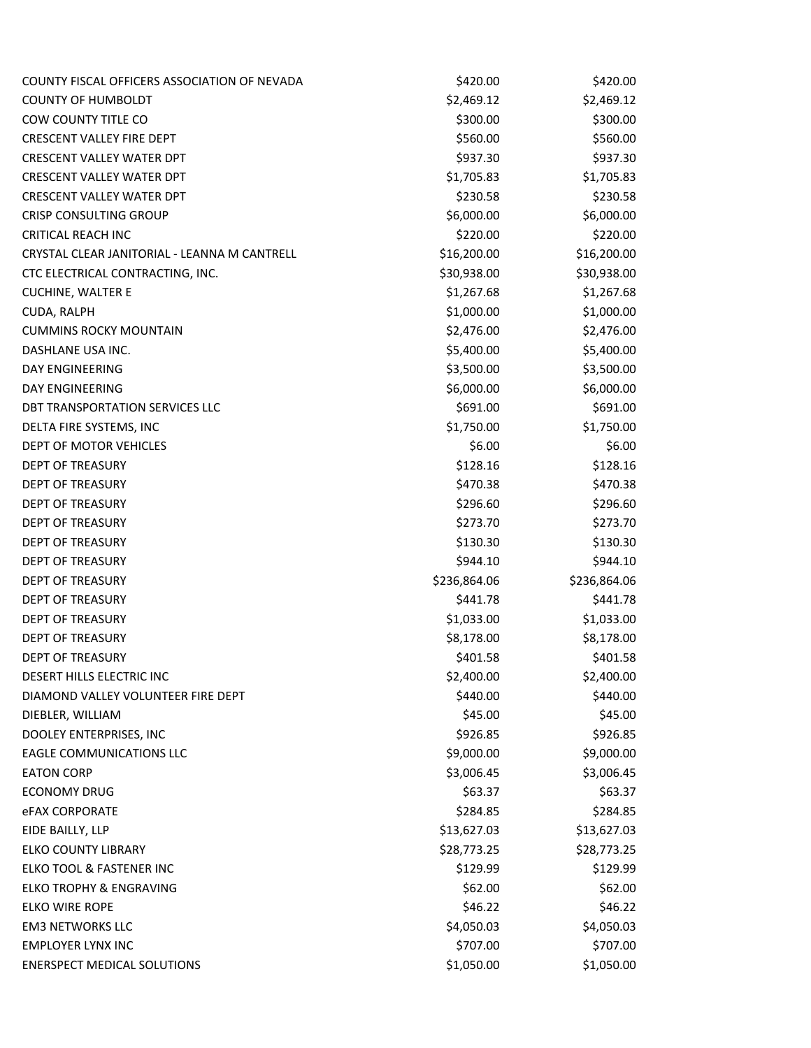| | | |
|---|---|---|
| COUNTY FISCAL OFFICERS ASSOCIATION OF NEVADA | $420.00 | $420.00 |
| COUNTY OF HUMBOLDT | $2,469.12 | $2,469.12 |
| COW COUNTY TITLE CO | $300.00 | $300.00 |
| CRESCENT VALLEY FIRE DEPT | $560.00 | $560.00 |
| CRESCENT VALLEY WATER DPT | $937.30 | $937.30 |
| CRESCENT VALLEY WATER DPT | $1,705.83 | $1,705.83 |
| CRESCENT VALLEY WATER DPT | $230.58 | $230.58 |
| CRISP CONSULTING GROUP | $6,000.00 | $6,000.00 |
| CRITICAL REACH INC | $220.00 | $220.00 |
| CRYSTAL CLEAR JANITORIAL - LEANNA M CANTRELL | $16,200.00 | $16,200.00 |
| CTC ELECTRICAL CONTRACTING, INC. | $30,938.00 | $30,938.00 |
| CUCHINE, WALTER E | $1,267.68 | $1,267.68 |
| CUDA, RALPH | $1,000.00 | $1,000.00 |
| CUMMINS ROCKY MOUNTAIN | $2,476.00 | $2,476.00 |
| DASHLANE USA INC. | $5,400.00 | $5,400.00 |
| DAY ENGINEERING | $3,500.00 | $3,500.00 |
| DAY ENGINEERING | $6,000.00 | $6,000.00 |
| DBT TRANSPORTATION SERVICES LLC | $691.00 | $691.00 |
| DELTA FIRE SYSTEMS, INC | $1,750.00 | $1,750.00 |
| DEPT OF MOTOR VEHICLES | $6.00 | $6.00 |
| DEPT OF TREASURY | $128.16 | $128.16 |
| DEPT OF TREASURY | $470.38 | $470.38 |
| DEPT OF TREASURY | $296.60 | $296.60 |
| DEPT OF TREASURY | $273.70 | $273.70 |
| DEPT OF TREASURY | $130.30 | $130.30 |
| DEPT OF TREASURY | $944.10 | $944.10 |
| DEPT OF TREASURY | $236,864.06 | $236,864.06 |
| DEPT OF TREASURY | $441.78 | $441.78 |
| DEPT OF TREASURY | $1,033.00 | $1,033.00 |
| DEPT OF TREASURY | $8,178.00 | $8,178.00 |
| DEPT OF TREASURY | $401.58 | $401.58 |
| DESERT HILLS ELECTRIC INC | $2,400.00 | $2,400.00 |
| DIAMOND VALLEY VOLUNTEER FIRE DEPT | $440.00 | $440.00 |
| DIEBLER, WILLIAM | $45.00 | $45.00 |
| DOOLEY ENTERPRISES, INC | $926.85 | $926.85 |
| EAGLE COMMUNICATIONS LLC | $9,000.00 | $9,000.00 |
| EATON CORP | $3,006.45 | $3,006.45 |
| ECONOMY DRUG | $63.37 | $63.37 |
| eFAX CORPORATE | $284.85 | $284.85 |
| EIDE BAILLY, LLP | $13,627.03 | $13,627.03 |
| ELKO COUNTY LIBRARY | $28,773.25 | $28,773.25 |
| ELKO TOOL & FASTENER INC | $129.99 | $129.99 |
| ELKO TROPHY & ENGRAVING | $62.00 | $62.00 |
| ELKO WIRE ROPE | $46.22 | $46.22 |
| EM3 NETWORKS LLC | $4,050.03 | $4,050.03 |
| EMPLOYER LYNX INC | $707.00 | $707.00 |
| ENERSPECT MEDICAL SOLUTIONS | $1,050.00 | $1,050.00 |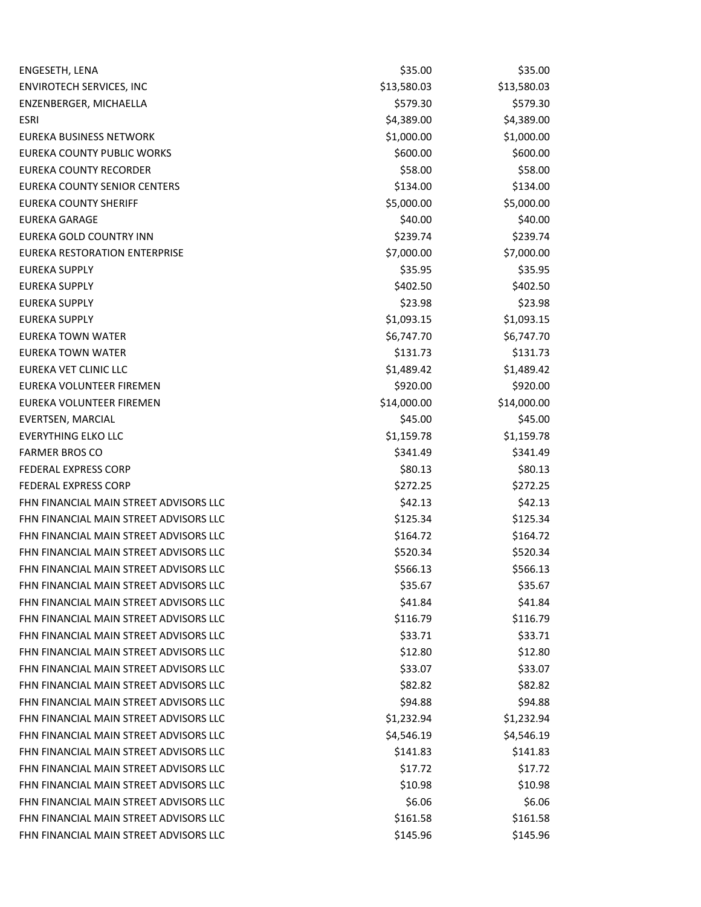| | | |
|---|---|---|
| ENGESETH, LENA | $35.00 | $35.00 |
| ENVIROTECH SERVICES, INC | $13,580.03 | $13,580.03 |
| ENZENBERGER, MICHAELLA | $579.30 | $579.30 |
| ESRI | $4,389.00 | $4,389.00 |
| EUREKA BUSINESS NETWORK | $1,000.00 | $1,000.00 |
| EUREKA COUNTY PUBLIC WORKS | $600.00 | $600.00 |
| EUREKA COUNTY RECORDER | $58.00 | $58.00 |
| EUREKA COUNTY SENIOR CENTERS | $134.00 | $134.00 |
| EUREKA COUNTY SHERIFF | $5,000.00 | $5,000.00 |
| EUREKA GARAGE | $40.00 | $40.00 |
| EUREKA GOLD COUNTRY INN | $239.74 | $239.74 |
| EUREKA RESTORATION ENTERPRISE | $7,000.00 | $7,000.00 |
| EUREKA SUPPLY | $35.95 | $35.95 |
| EUREKA SUPPLY | $402.50 | $402.50 |
| EUREKA SUPPLY | $23.98 | $23.98 |
| EUREKA SUPPLY | $1,093.15 | $1,093.15 |
| EUREKA TOWN WATER | $6,747.70 | $6,747.70 |
| EUREKA TOWN WATER | $131.73 | $131.73 |
| EUREKA VET CLINIC LLC | $1,489.42 | $1,489.42 |
| EUREKA VOLUNTEER FIREMEN | $920.00 | $920.00 |
| EUREKA VOLUNTEER FIREMEN | $14,000.00 | $14,000.00 |
| EVERTSEN, MARCIAL | $45.00 | $45.00 |
| EVERYTHING ELKO LLC | $1,159.78 | $1,159.78 |
| FARMER BROS CO | $341.49 | $341.49 |
| FEDERAL EXPRESS CORP | $80.13 | $80.13 |
| FEDERAL EXPRESS CORP | $272.25 | $272.25 |
| FHN FINANCIAL MAIN STREET ADVISORS LLC | $42.13 | $42.13 |
| FHN FINANCIAL MAIN STREET ADVISORS LLC | $125.34 | $125.34 |
| FHN FINANCIAL MAIN STREET ADVISORS LLC | $164.72 | $164.72 |
| FHN FINANCIAL MAIN STREET ADVISORS LLC | $520.34 | $520.34 |
| FHN FINANCIAL MAIN STREET ADVISORS LLC | $566.13 | $566.13 |
| FHN FINANCIAL MAIN STREET ADVISORS LLC | $35.67 | $35.67 |
| FHN FINANCIAL MAIN STREET ADVISORS LLC | $41.84 | $41.84 |
| FHN FINANCIAL MAIN STREET ADVISORS LLC | $116.79 | $116.79 |
| FHN FINANCIAL MAIN STREET ADVISORS LLC | $33.71 | $33.71 |
| FHN FINANCIAL MAIN STREET ADVISORS LLC | $12.80 | $12.80 |
| FHN FINANCIAL MAIN STREET ADVISORS LLC | $33.07 | $33.07 |
| FHN FINANCIAL MAIN STREET ADVISORS LLC | $82.82 | $82.82 |
| FHN FINANCIAL MAIN STREET ADVISORS LLC | $94.88 | $94.88 |
| FHN FINANCIAL MAIN STREET ADVISORS LLC | $1,232.94 | $1,232.94 |
| FHN FINANCIAL MAIN STREET ADVISORS LLC | $4,546.19 | $4,546.19 |
| FHN FINANCIAL MAIN STREET ADVISORS LLC | $141.83 | $141.83 |
| FHN FINANCIAL MAIN STREET ADVISORS LLC | $17.72 | $17.72 |
| FHN FINANCIAL MAIN STREET ADVISORS LLC | $10.98 | $10.98 |
| FHN FINANCIAL MAIN STREET ADVISORS LLC | $6.06 | $6.06 |
| FHN FINANCIAL MAIN STREET ADVISORS LLC | $161.58 | $161.58 |
| FHN FINANCIAL MAIN STREET ADVISORS LLC | $145.96 | $145.96 |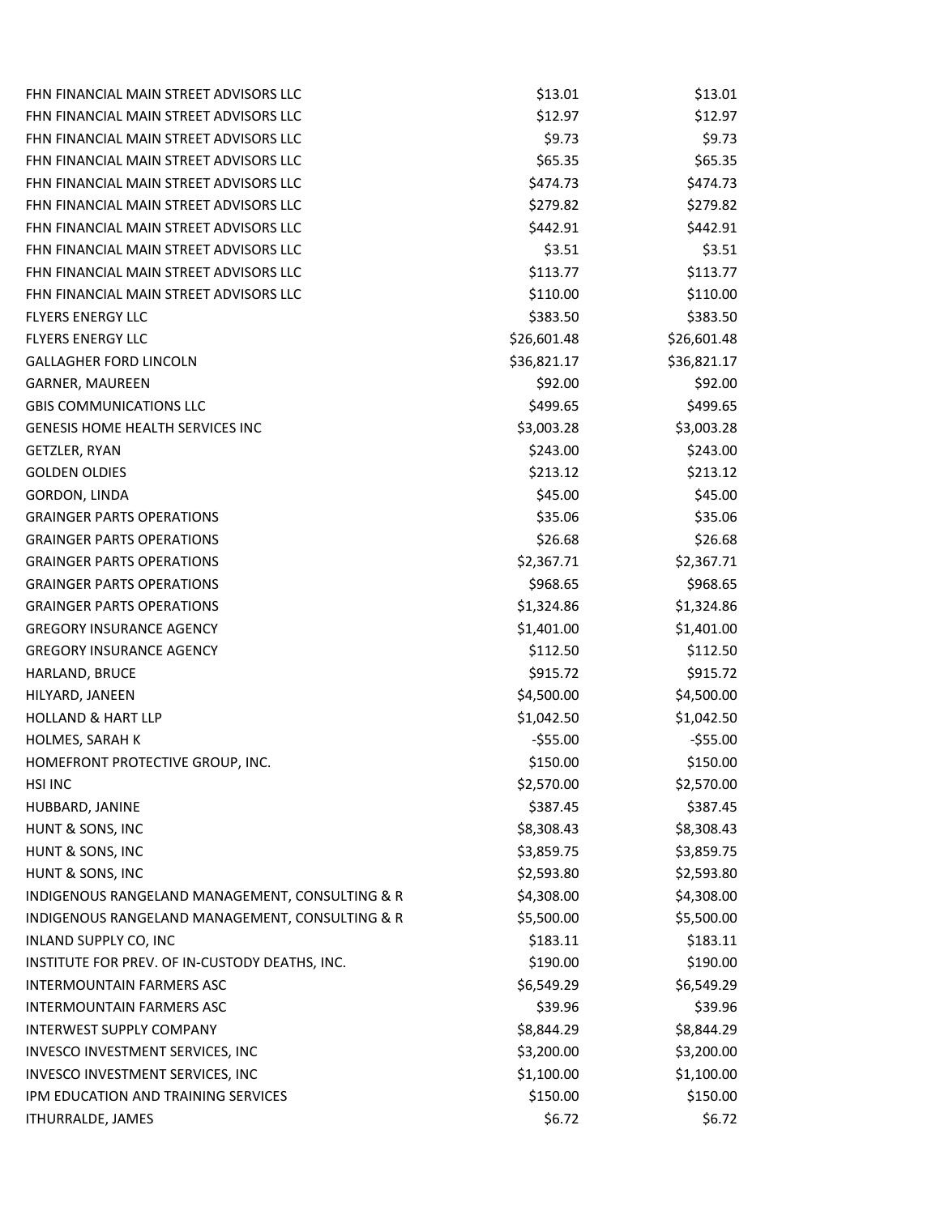| | | |
|---|---|---|
| FHN FINANCIAL MAIN STREET ADVISORS LLC | $13.01 | $13.01 |
| FHN FINANCIAL MAIN STREET ADVISORS LLC | $12.97 | $12.97 |
| FHN FINANCIAL MAIN STREET ADVISORS LLC | $9.73 | $9.73 |
| FHN FINANCIAL MAIN STREET ADVISORS LLC | $65.35 | $65.35 |
| FHN FINANCIAL MAIN STREET ADVISORS LLC | $474.73 | $474.73 |
| FHN FINANCIAL MAIN STREET ADVISORS LLC | $279.82 | $279.82 |
| FHN FINANCIAL MAIN STREET ADVISORS LLC | $442.91 | $442.91 |
| FHN FINANCIAL MAIN STREET ADVISORS LLC | $3.51 | $3.51 |
| FHN FINANCIAL MAIN STREET ADVISORS LLC | $113.77 | $113.77 |
| FHN FINANCIAL MAIN STREET ADVISORS LLC | $110.00 | $110.00 |
| FLYERS ENERGY LLC | $383.50 | $383.50 |
| FLYERS ENERGY LLC | $26,601.48 | $26,601.48 |
| GALLAGHER FORD LINCOLN | $36,821.17 | $36,821.17 |
| GARNER, MAUREEN | $92.00 | $92.00 |
| GBIS COMMUNICATIONS LLC | $499.65 | $499.65 |
| GENESIS HOME HEALTH SERVICES INC | $3,003.28 | $3,003.28 |
| GETZLER, RYAN | $243.00 | $243.00 |
| GOLDEN OLDIES | $213.12 | $213.12 |
| GORDON, LINDA | $45.00 | $45.00 |
| GRAINGER PARTS OPERATIONS | $35.06 | $35.06 |
| GRAINGER PARTS OPERATIONS | $26.68 | $26.68 |
| GRAINGER PARTS OPERATIONS | $2,367.71 | $2,367.71 |
| GRAINGER PARTS OPERATIONS | $968.65 | $968.65 |
| GRAINGER PARTS OPERATIONS | $1,324.86 | $1,324.86 |
| GREGORY INSURANCE AGENCY | $1,401.00 | $1,401.00 |
| GREGORY INSURANCE AGENCY | $112.50 | $112.50 |
| HARLAND, BRUCE | $915.72 | $915.72 |
| HILYARD, JANEEN | $4,500.00 | $4,500.00 |
| HOLLAND & HART LLP | $1,042.50 | $1,042.50 |
| HOLMES, SARAH K | -$55.00 | -$55.00 |
| HOMEFRONT PROTECTIVE GROUP, INC. | $150.00 | $150.00 |
| HSI INC | $2,570.00 | $2,570.00 |
| HUBBARD, JANINE | $387.45 | $387.45 |
| HUNT & SONS, INC | $8,308.43 | $8,308.43 |
| HUNT & SONS, INC | $3,859.75 | $3,859.75 |
| HUNT & SONS, INC | $2,593.80 | $2,593.80 |
| INDIGENOUS RANGELAND MANAGEMENT, CONSULTING & R | $4,308.00 | $4,308.00 |
| INDIGENOUS RANGELAND MANAGEMENT, CONSULTING & R | $5,500.00 | $5,500.00 |
| INLAND SUPPLY CO, INC | $183.11 | $183.11 |
| INSTITUTE FOR PREV. OF IN-CUSTODY DEATHS, INC. | $190.00 | $190.00 |
| INTERMOUNTAIN FARMERS ASC | $6,549.29 | $6,549.29 |
| INTERMOUNTAIN FARMERS ASC | $39.96 | $39.96 |
| INTERWEST SUPPLY COMPANY | $8,844.29 | $8,844.29 |
| INVESCO INVESTMENT SERVICES, INC | $3,200.00 | $3,200.00 |
| INVESCO INVESTMENT SERVICES, INC | $1,100.00 | $1,100.00 |
| IPM EDUCATION AND TRAINING SERVICES | $150.00 | $150.00 |
| ITHURRALDE, JAMES | $6.72 | $6.72 |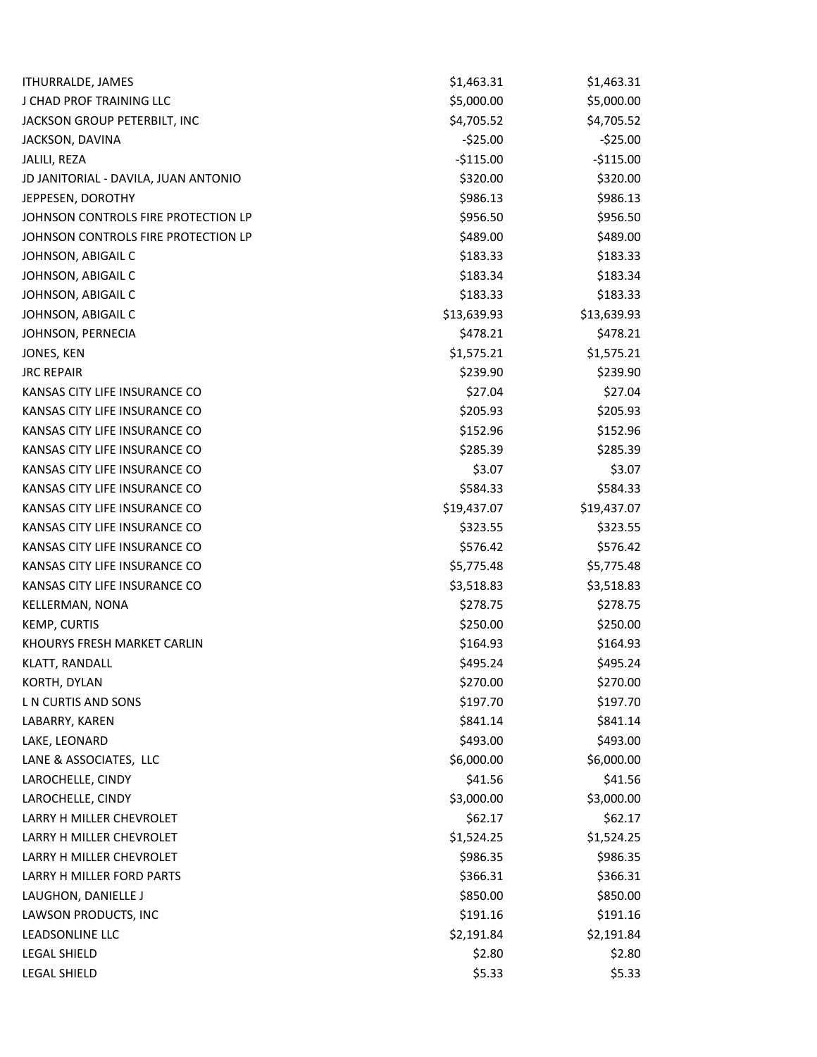| | | |
|---|---|---|
| ITHURRALDE, JAMES | $1,463.31 | $1,463.31 |
| J CHAD PROF TRAINING LLC | $5,000.00 | $5,000.00 |
| JACKSON GROUP PETERBILT, INC | $4,705.52 | $4,705.52 |
| JACKSON, DAVINA | -$25.00 | -$25.00 |
| JALILI, REZA | -$115.00 | -$115.00 |
| JD JANITORIAL - DAVILA, JUAN ANTONIO | $320.00 | $320.00 |
| JEPPESEN, DOROTHY | $986.13 | $986.13 |
| JOHNSON CONTROLS FIRE PROTECTION LP | $956.50 | $956.50 |
| JOHNSON CONTROLS FIRE PROTECTION LP | $489.00 | $489.00 |
| JOHNSON, ABIGAIL C | $183.33 | $183.33 |
| JOHNSON, ABIGAIL C | $183.34 | $183.34 |
| JOHNSON, ABIGAIL C | $183.33 | $183.33 |
| JOHNSON, ABIGAIL C | $13,639.93 | $13,639.93 |
| JOHNSON, PERNECIA | $478.21 | $478.21 |
| JONES, KEN | $1,575.21 | $1,575.21 |
| JRC REPAIR | $239.90 | $239.90 |
| KANSAS CITY LIFE INSURANCE CO | $27.04 | $27.04 |
| KANSAS CITY LIFE INSURANCE CO | $205.93 | $205.93 |
| KANSAS CITY LIFE INSURANCE CO | $152.96 | $152.96 |
| KANSAS CITY LIFE INSURANCE CO | $285.39 | $285.39 |
| KANSAS CITY LIFE INSURANCE CO | $3.07 | $3.07 |
| KANSAS CITY LIFE INSURANCE CO | $584.33 | $584.33 |
| KANSAS CITY LIFE INSURANCE CO | $19,437.07 | $19,437.07 |
| KANSAS CITY LIFE INSURANCE CO | $323.55 | $323.55 |
| KANSAS CITY LIFE INSURANCE CO | $576.42 | $576.42 |
| KANSAS CITY LIFE INSURANCE CO | $5,775.48 | $5,775.48 |
| KANSAS CITY LIFE INSURANCE CO | $3,518.83 | $3,518.83 |
| KELLERMAN, NONA | $278.75 | $278.75 |
| KEMP, CURTIS | $250.00 | $250.00 |
| KHOURYS FRESH MARKET CARLIN | $164.93 | $164.93 |
| KLATT, RANDALL | $495.24 | $495.24 |
| KORTH, DYLAN | $270.00 | $270.00 |
| L N CURTIS AND SONS | $197.70 | $197.70 |
| LABARRY, KAREN | $841.14 | $841.14 |
| LAKE, LEONARD | $493.00 | $493.00 |
| LANE & ASSOCIATES, LLC | $6,000.00 | $6,000.00 |
| LAROCHELLE, CINDY | $41.56 | $41.56 |
| LAROCHELLE, CINDY | $3,000.00 | $3,000.00 |
| LARRY H MILLER CHEVROLET | $62.17 | $62.17 |
| LARRY H MILLER CHEVROLET | $1,524.25 | $1,524.25 |
| LARRY H MILLER CHEVROLET | $986.35 | $986.35 |
| LARRY H MILLER FORD PARTS | $366.31 | $366.31 |
| LAUGHON, DANIELLE J | $850.00 | $850.00 |
| LAWSON PRODUCTS, INC | $191.16 | $191.16 |
| LEADSONLINE LLC | $2,191.84 | $2,191.84 |
| LEGAL SHIELD | $2.80 | $2.80 |
| LEGAL SHIELD | $5.33 | $5.33 |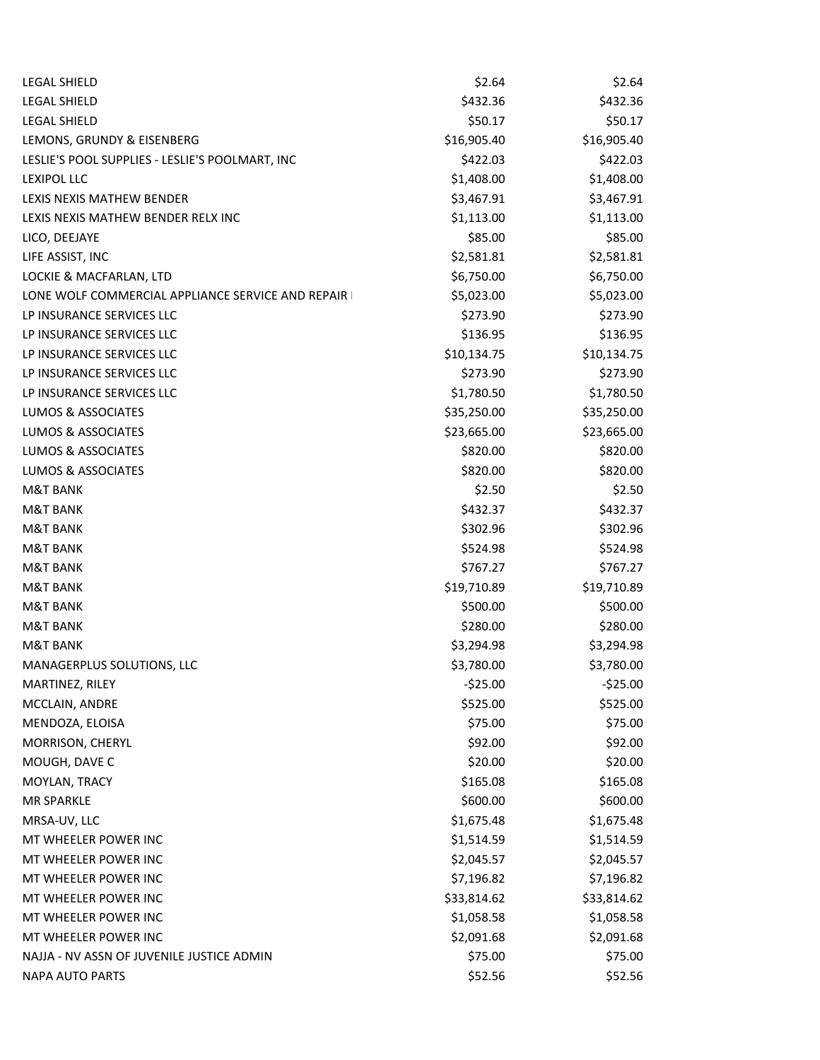| | | |
|---|---|---|
| LEGAL SHIELD | $2.64 | $2.64 |
| LEGAL SHIELD | $432.36 | $432.36 |
| LEGAL SHIELD | $50.17 | $50.17 |
| LEMONS, GRUNDY & EISENBERG | $16,905.40 | $16,905.40 |
| LESLIE'S POOL SUPPLIES - LESLIE'S POOLMART, INC | $422.03 | $422.03 |
| LEXIPOL LLC | $1,408.00 | $1,408.00 |
| LEXIS NEXIS MATHEW BENDER | $3,467.91 | $3,467.91 |
| LEXIS NEXIS MATHEW BENDER RELX INC | $1,113.00 | $1,113.00 |
| LICO, DEEJAYE | $85.00 | $85.00 |
| LIFE ASSIST, INC | $2,581.81 | $2,581.81 |
| LOCKIE & MACFARLAN, LTD | $6,750.00 | $6,750.00 |
| LONE WOLF COMMERCIAL APPLIANCE SERVICE AND REPAIR I | $5,023.00 | $5,023.00 |
| LP INSURANCE SERVICES LLC | $273.90 | $273.90 |
| LP INSURANCE SERVICES LLC | $136.95 | $136.95 |
| LP INSURANCE SERVICES LLC | $10,134.75 | $10,134.75 |
| LP INSURANCE SERVICES LLC | $273.90 | $273.90 |
| LP INSURANCE SERVICES LLC | $1,780.50 | $1,780.50 |
| LUMOS & ASSOCIATES | $35,250.00 | $35,250.00 |
| LUMOS & ASSOCIATES | $23,665.00 | $23,665.00 |
| LUMOS & ASSOCIATES | $820.00 | $820.00 |
| LUMOS & ASSOCIATES | $820.00 | $820.00 |
| M&T BANK | $2.50 | $2.50 |
| M&T BANK | $432.37 | $432.37 |
| M&T BANK | $302.96 | $302.96 |
| M&T BANK | $524.98 | $524.98 |
| M&T BANK | $767.27 | $767.27 |
| M&T BANK | $19,710.89 | $19,710.89 |
| M&T BANK | $500.00 | $500.00 |
| M&T BANK | $280.00 | $280.00 |
| M&T BANK | $3,294.98 | $3,294.98 |
| MANAGERPLUS SOLUTIONS, LLC | $3,780.00 | $3,780.00 |
| MARTINEZ, RILEY | -$25.00 | -$25.00 |
| MCCLAIN, ANDRE | $525.00 | $525.00 |
| MENDOZA, ELOISA | $75.00 | $75.00 |
| MORRISON, CHERYL | $92.00 | $92.00 |
| MOUGH, DAVE C | $20.00 | $20.00 |
| MOYLAN, TRACY | $165.08 | $165.08 |
| MR SPARKLE | $600.00 | $600.00 |
| MRSA-UV, LLC | $1,675.48 | $1,675.48 |
| MT WHEELER POWER INC | $1,514.59 | $1,514.59 |
| MT WHEELER POWER INC | $2,045.57 | $2,045.57 |
| MT WHEELER POWER INC | $7,196.82 | $7,196.82 |
| MT WHEELER POWER INC | $33,814.62 | $33,814.62 |
| MT WHEELER POWER INC | $1,058.58 | $1,058.58 |
| MT WHEELER POWER INC | $2,091.68 | $2,091.68 |
| NAJJA - NV ASSN OF JUVENILE JUSTICE ADMIN | $75.00 | $75.00 |
| NAPA AUTO PARTS | $52.56 | $52.56 |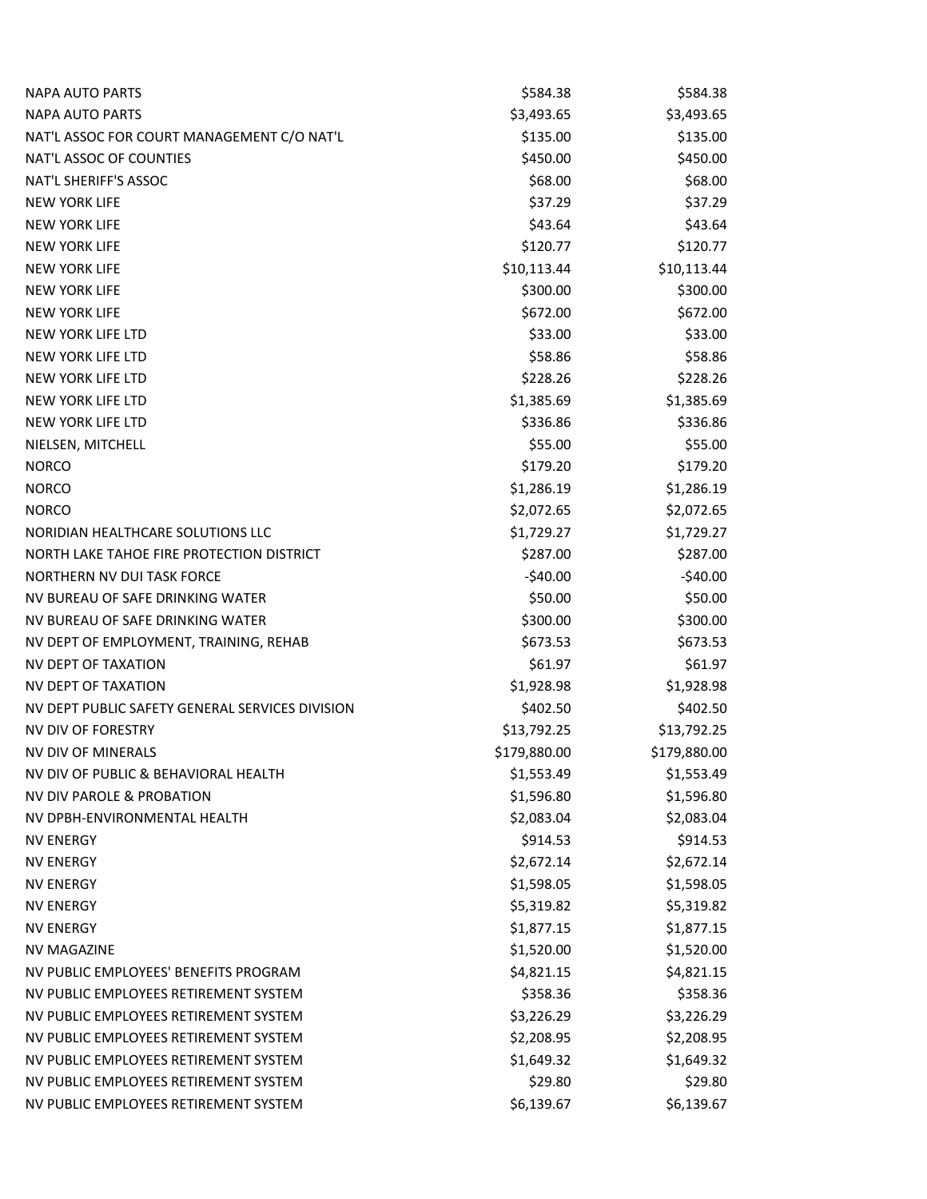| | | |
|---|---|---|
| NAPA AUTO PARTS | $584.38 | $584.38 |
| NAPA AUTO PARTS | $3,493.65 | $3,493.65 |
| NAT'L ASSOC FOR COURT MANAGEMENT C/O NAT'L | $135.00 | $135.00 |
| NAT'L ASSOC OF COUNTIES | $450.00 | $450.00 |
| NAT'L SHERIFF'S ASSOC | $68.00 | $68.00 |
| NEW YORK LIFE | $37.29 | $37.29 |
| NEW YORK LIFE | $43.64 | $43.64 |
| NEW YORK LIFE | $120.77 | $120.77 |
| NEW YORK LIFE | $10,113.44 | $10,113.44 |
| NEW YORK LIFE | $300.00 | $300.00 |
| NEW YORK LIFE | $672.00 | $672.00 |
| NEW YORK LIFE LTD | $33.00 | $33.00 |
| NEW YORK LIFE LTD | $58.86 | $58.86 |
| NEW YORK LIFE LTD | $228.26 | $228.26 |
| NEW YORK LIFE LTD | $1,385.69 | $1,385.69 |
| NEW YORK LIFE LTD | $336.86 | $336.86 |
| NIELSEN, MITCHELL | $55.00 | $55.00 |
| NORCO | $179.20 | $179.20 |
| NORCO | $1,286.19 | $1,286.19 |
| NORCO | $2,072.65 | $2,072.65 |
| NORIDIAN HEALTHCARE SOLUTIONS LLC | $1,729.27 | $1,729.27 |
| NORTH LAKE TAHOE FIRE PROTECTION DISTRICT | $287.00 | $287.00 |
| NORTHERN NV DUI TASK FORCE | -$40.00 | -$40.00 |
| NV BUREAU OF SAFE DRINKING WATER | $50.00 | $50.00 |
| NV BUREAU OF SAFE DRINKING WATER | $300.00 | $300.00 |
| NV DEPT OF EMPLOYMENT, TRAINING, REHAB | $673.53 | $673.53 |
| NV DEPT OF TAXATION | $61.97 | $61.97 |
| NV DEPT OF TAXATION | $1,928.98 | $1,928.98 |
| NV DEPT PUBLIC SAFETY GENERAL SERVICES DIVISION | $402.50 | $402.50 |
| NV DIV OF FORESTRY | $13,792.25 | $13,792.25 |
| NV DIV OF MINERALS | $179,880.00 | $179,880.00 |
| NV DIV OF PUBLIC & BEHAVIORAL HEALTH | $1,553.49 | $1,553.49 |
| NV DIV PAROLE & PROBATION | $1,596.80 | $1,596.80 |
| NV DPBH-ENVIRONMENTAL HEALTH | $2,083.04 | $2,083.04 |
| NV ENERGY | $914.53 | $914.53 |
| NV ENERGY | $2,672.14 | $2,672.14 |
| NV ENERGY | $1,598.05 | $1,598.05 |
| NV ENERGY | $5,319.82 | $5,319.82 |
| NV ENERGY | $1,877.15 | $1,877.15 |
| NV MAGAZINE | $1,520.00 | $1,520.00 |
| NV PUBLIC EMPLOYEES' BENEFITS PROGRAM | $4,821.15 | $4,821.15 |
| NV PUBLIC EMPLOYEES RETIREMENT SYSTEM | $358.36 | $358.36 |
| NV PUBLIC EMPLOYEES RETIREMENT SYSTEM | $3,226.29 | $3,226.29 |
| NV PUBLIC EMPLOYEES RETIREMENT SYSTEM | $2,208.95 | $2,208.95 |
| NV PUBLIC EMPLOYEES RETIREMENT SYSTEM | $1,649.32 | $1,649.32 |
| NV PUBLIC EMPLOYEES RETIREMENT SYSTEM | $29.80 | $29.80 |
| NV PUBLIC EMPLOYEES RETIREMENT SYSTEM | $6,139.67 | $6,139.67 |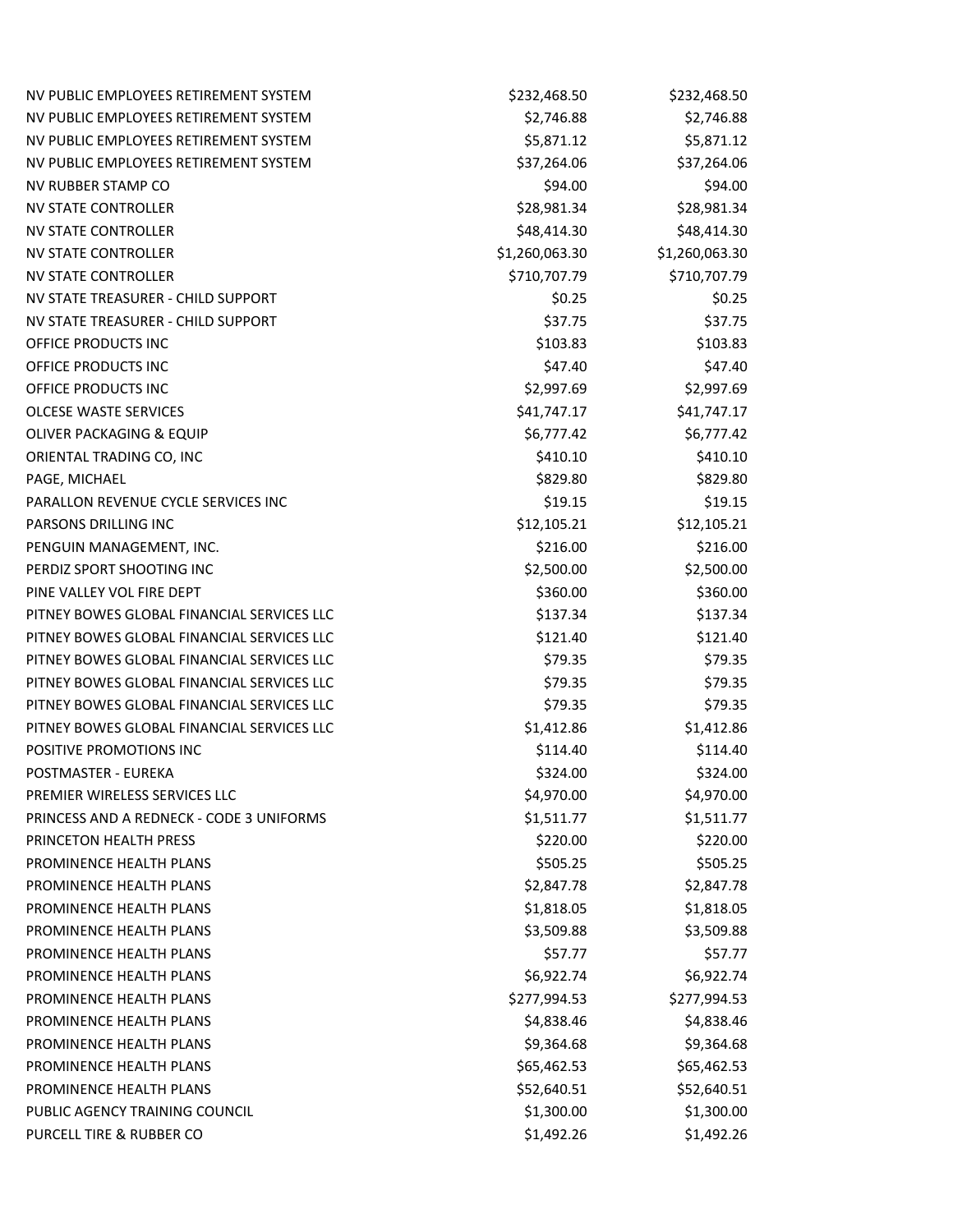| | | |
|---|---|---|
| NV PUBLIC EMPLOYEES RETIREMENT SYSTEM | $232,468.50 | $232,468.50 |
| NV PUBLIC EMPLOYEES RETIREMENT SYSTEM | $2,746.88 | $2,746.88 |
| NV PUBLIC EMPLOYEES RETIREMENT SYSTEM | $5,871.12 | $5,871.12 |
| NV PUBLIC EMPLOYEES RETIREMENT SYSTEM | $37,264.06 | $37,264.06 |
| NV RUBBER STAMP CO | $94.00 | $94.00 |
| NV STATE CONTROLLER | $28,981.34 | $28,981.34 |
| NV STATE CONTROLLER | $48,414.30 | $48,414.30 |
| NV STATE CONTROLLER | $1,260,063.30 | $1,260,063.30 |
| NV STATE CONTROLLER | $710,707.79 | $710,707.79 |
| NV STATE TREASURER - CHILD SUPPORT | $0.25 | $0.25 |
| NV STATE TREASURER - CHILD SUPPORT | $37.75 | $37.75 |
| OFFICE PRODUCTS INC | $103.83 | $103.83 |
| OFFICE PRODUCTS INC | $47.40 | $47.40 |
| OFFICE PRODUCTS INC | $2,997.69 | $2,997.69 |
| OLCESE WASTE SERVICES | $41,747.17 | $41,747.17 |
| OLIVER PACKAGING & EQUIP | $6,777.42 | $6,777.42 |
| ORIENTAL TRADING CO, INC | $410.10 | $410.10 |
| PAGE, MICHAEL | $829.80 | $829.80 |
| PARALLON REVENUE CYCLE SERVICES INC | $19.15 | $19.15 |
| PARSONS DRILLING INC | $12,105.21 | $12,105.21 |
| PENGUIN MANAGEMENT, INC. | $216.00 | $216.00 |
| PERDIZ SPORT SHOOTING INC | $2,500.00 | $2,500.00 |
| PINE VALLEY VOL FIRE DEPT | $360.00 | $360.00 |
| PITNEY BOWES GLOBAL FINANCIAL SERVICES LLC | $137.34 | $137.34 |
| PITNEY BOWES GLOBAL FINANCIAL SERVICES LLC | $121.40 | $121.40 |
| PITNEY BOWES GLOBAL FINANCIAL SERVICES LLC | $79.35 | $79.35 |
| PITNEY BOWES GLOBAL FINANCIAL SERVICES LLC | $79.35 | $79.35 |
| PITNEY BOWES GLOBAL FINANCIAL SERVICES LLC | $79.35 | $79.35 |
| PITNEY BOWES GLOBAL FINANCIAL SERVICES LLC | $1,412.86 | $1,412.86 |
| POSITIVE PROMOTIONS INC | $114.40 | $114.40 |
| POSTMASTER - EUREKA | $324.00 | $324.00 |
| PREMIER WIRELESS SERVICES LLC | $4,970.00 | $4,970.00 |
| PRINCESS AND A REDNECK - CODE 3 UNIFORMS | $1,511.77 | $1,511.77 |
| PRINCETON HEALTH PRESS | $220.00 | $220.00 |
| PROMINENCE HEALTH PLANS | $505.25 | $505.25 |
| PROMINENCE HEALTH PLANS | $2,847.78 | $2,847.78 |
| PROMINENCE HEALTH PLANS | $1,818.05 | $1,818.05 |
| PROMINENCE HEALTH PLANS | $3,509.88 | $3,509.88 |
| PROMINENCE HEALTH PLANS | $57.77 | $57.77 |
| PROMINENCE HEALTH PLANS | $6,922.74 | $6,922.74 |
| PROMINENCE HEALTH PLANS | $277,994.53 | $277,994.53 |
| PROMINENCE HEALTH PLANS | $4,838.46 | $4,838.46 |
| PROMINENCE HEALTH PLANS | $9,364.68 | $9,364.68 |
| PROMINENCE HEALTH PLANS | $65,462.53 | $65,462.53 |
| PROMINENCE HEALTH PLANS | $52,640.51 | $52,640.51 |
| PUBLIC AGENCY TRAINING COUNCIL | $1,300.00 | $1,300.00 |
| PURCELL TIRE & RUBBER CO | $1,492.26 | $1,492.26 |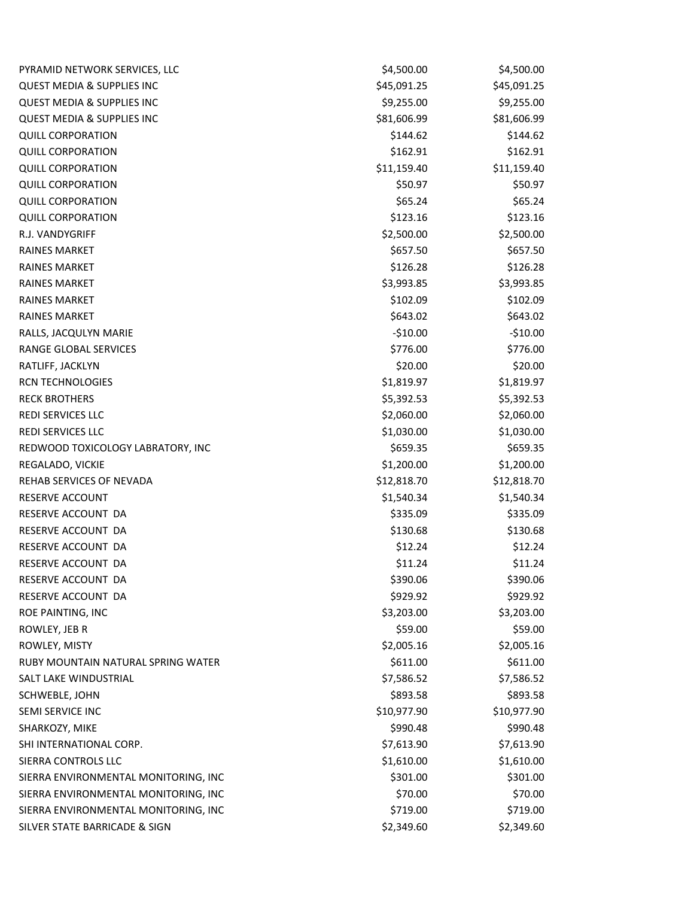| | | |
|---|---|---|
| PYRAMID NETWORK SERVICES, LLC | $4,500.00 | $4,500.00 |
| QUEST MEDIA & SUPPLIES INC | $45,091.25 | $45,091.25 |
| QUEST MEDIA & SUPPLIES INC | $9,255.00 | $9,255.00 |
| QUEST MEDIA & SUPPLIES INC | $81,606.99 | $81,606.99 |
| QUILL CORPORATION | $144.62 | $144.62 |
| QUILL CORPORATION | $162.91 | $162.91 |
| QUILL CORPORATION | $11,159.40 | $11,159.40 |
| QUILL CORPORATION | $50.97 | $50.97 |
| QUILL CORPORATION | $65.24 | $65.24 |
| QUILL CORPORATION | $123.16 | $123.16 |
| R.J. VANDYGRIFF | $2,500.00 | $2,500.00 |
| RAINES MARKET | $657.50 | $657.50 |
| RAINES MARKET | $126.28 | $126.28 |
| RAINES MARKET | $3,993.85 | $3,993.85 |
| RAINES MARKET | $102.09 | $102.09 |
| RAINES MARKET | $643.02 | $643.02 |
| RALLS, JACQULYN MARIE | -$10.00 | -$10.00 |
| RANGE GLOBAL SERVICES | $776.00 | $776.00 |
| RATLIFF, JACKLYN | $20.00 | $20.00 |
| RCN TECHNOLOGIES | $1,819.97 | $1,819.97 |
| RECK BROTHERS | $5,392.53 | $5,392.53 |
| REDI SERVICES LLC | $2,060.00 | $2,060.00 |
| REDI SERVICES LLC | $1,030.00 | $1,030.00 |
| REDWOOD TOXICOLOGY LABRATORY, INC | $659.35 | $659.35 |
| REGALADO, VICKIE | $1,200.00 | $1,200.00 |
| REHAB SERVICES OF NEVADA | $12,818.70 | $12,818.70 |
| RESERVE ACCOUNT | $1,540.34 | $1,540.34 |
| RESERVE ACCOUNT DA | $335.09 | $335.09 |
| RESERVE ACCOUNT DA | $130.68 | $130.68 |
| RESERVE ACCOUNT DA | $12.24 | $12.24 |
| RESERVE ACCOUNT DA | $11.24 | $11.24 |
| RESERVE ACCOUNT DA | $390.06 | $390.06 |
| RESERVE ACCOUNT DA | $929.92 | $929.92 |
| ROE PAINTING, INC | $3,203.00 | $3,203.00 |
| ROWLEY, JEB R | $59.00 | $59.00 |
| ROWLEY, MISTY | $2,005.16 | $2,005.16 |
| RUBY MOUNTAIN NATURAL SPRING WATER | $611.00 | $611.00 |
| SALT LAKE WINDUSTRIAL | $7,586.52 | $7,586.52 |
| SCHWEBLE, JOHN | $893.58 | $893.58 |
| SEMI SERVICE INC | $10,977.90 | $10,977.90 |
| SHARKOZY, MIKE | $990.48 | $990.48 |
| SHI INTERNATIONAL CORP. | $7,613.90 | $7,613.90 |
| SIERRA CONTROLS LLC | $1,610.00 | $1,610.00 |
| SIERRA ENVIRONMENTAL MONITORING, INC | $301.00 | $301.00 |
| SIERRA ENVIRONMENTAL MONITORING, INC | $70.00 | $70.00 |
| SIERRA ENVIRONMENTAL MONITORING, INC | $719.00 | $719.00 |
| SILVER STATE BARRICADE & SIGN | $2,349.60 | $2,349.60 |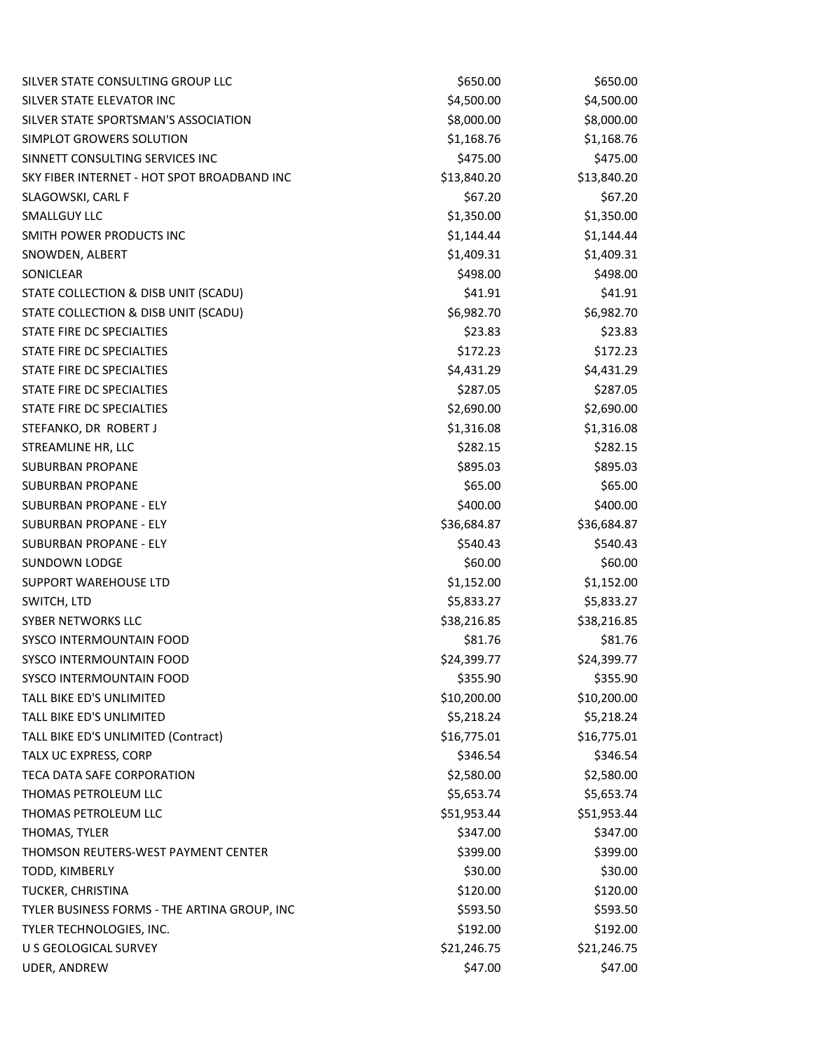| | | |
|---|---|---|
| SILVER STATE CONSULTING GROUP LLC | $650.00 | $650.00 |
| SILVER STATE ELEVATOR INC | $4,500.00 | $4,500.00 |
| SILVER STATE SPORTSMAN'S ASSOCIATION | $8,000.00 | $8,000.00 |
| SIMPLOT GROWERS SOLUTION | $1,168.76 | $1,168.76 |
| SINNETT CONSULTING SERVICES INC | $475.00 | $475.00 |
| SKY FIBER INTERNET - HOT SPOT BROADBAND INC | $13,840.20 | $13,840.20 |
| SLAGOWSKI, CARL F | $67.20 | $67.20 |
| SMALLGUY LLC | $1,350.00 | $1,350.00 |
| SMITH POWER PRODUCTS INC | $1,144.44 | $1,144.44 |
| SNOWDEN, ALBERT | $1,409.31 | $1,409.31 |
| SONICLEAR | $498.00 | $498.00 |
| STATE COLLECTION & DISB UNIT (SCADU) | $41.91 | $41.91 |
| STATE COLLECTION & DISB UNIT (SCADU) | $6,982.70 | $6,982.70 |
| STATE FIRE DC SPECIALTIES | $23.83 | $23.83 |
| STATE FIRE DC SPECIALTIES | $172.23 | $172.23 |
| STATE FIRE DC SPECIALTIES | $4,431.29 | $4,431.29 |
| STATE FIRE DC SPECIALTIES | $287.05 | $287.05 |
| STATE FIRE DC SPECIALTIES | $2,690.00 | $2,690.00 |
| STEFANKO, DR ROBERT J | $1,316.08 | $1,316.08 |
| STREAMLINE HR, LLC | $282.15 | $282.15 |
| SUBURBAN PROPANE | $895.03 | $895.03 |
| SUBURBAN PROPANE | $65.00 | $65.00 |
| SUBURBAN PROPANE - ELY | $400.00 | $400.00 |
| SUBURBAN PROPANE - ELY | $36,684.87 | $36,684.87 |
| SUBURBAN PROPANE - ELY | $540.43 | $540.43 |
| SUNDOWN LODGE | $60.00 | $60.00 |
| SUPPORT WAREHOUSE LTD | $1,152.00 | $1,152.00 |
| SWITCH, LTD | $5,833.27 | $5,833.27 |
| SYBER NETWORKS LLC | $38,216.85 | $38,216.85 |
| SYSCO INTERMOUNTAIN FOOD | $81.76 | $81.76 |
| SYSCO INTERMOUNTAIN FOOD | $24,399.77 | $24,399.77 |
| SYSCO INTERMOUNTAIN FOOD | $355.90 | $355.90 |
| TALL BIKE ED'S UNLIMITED | $10,200.00 | $10,200.00 |
| TALL BIKE ED'S UNLIMITED | $5,218.24 | $5,218.24 |
| TALL BIKE ED'S UNLIMITED (Contract) | $16,775.01 | $16,775.01 |
| TALX UC EXPRESS, CORP | $346.54 | $346.54 |
| TECA DATA SAFE CORPORATION | $2,580.00 | $2,580.00 |
| THOMAS PETROLEUM LLC | $5,653.74 | $5,653.74 |
| THOMAS PETROLEUM LLC | $51,953.44 | $51,953.44 |
| THOMAS, TYLER | $347.00 | $347.00 |
| THOMSON REUTERS-WEST PAYMENT CENTER | $399.00 | $399.00 |
| TODD, KIMBERLY | $30.00 | $30.00 |
| TUCKER, CHRISTINA | $120.00 | $120.00 |
| TYLER BUSINESS FORMS - THE ARTINA GROUP, INC | $593.50 | $593.50 |
| TYLER TECHNOLOGIES, INC. | $192.00 | $192.00 |
| U S GEOLOGICAL SURVEY | $21,246.75 | $21,246.75 |
| UDER, ANDREW | $47.00 | $47.00 |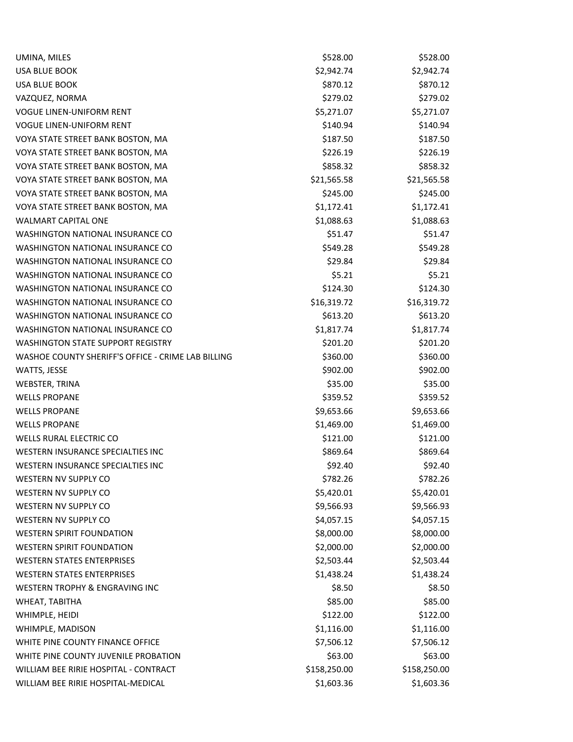| | | |
|---|---|---|
| UMINA, MILES | $528.00 | $528.00 |
| USA BLUE BOOK | $2,942.74 | $2,942.74 |
| USA BLUE BOOK | $870.12 | $870.12 |
| VAZQUEZ, NORMA | $279.02 | $279.02 |
| VOGUE LINEN-UNIFORM RENT | $5,271.07 | $5,271.07 |
| VOGUE LINEN-UNIFORM RENT | $140.94 | $140.94 |
| VOYA STATE STREET BANK BOSTON, MA | $187.50 | $187.50 |
| VOYA STATE STREET BANK BOSTON, MA | $226.19 | $226.19 |
| VOYA STATE STREET BANK BOSTON, MA | $858.32 | $858.32 |
| VOYA STATE STREET BANK BOSTON, MA | $21,565.58 | $21,565.58 |
| VOYA STATE STREET BANK BOSTON, MA | $245.00 | $245.00 |
| VOYA STATE STREET BANK BOSTON, MA | $1,172.41 | $1,172.41 |
| WALMART CAPITAL ONE | $1,088.63 | $1,088.63 |
| WASHINGTON NATIONAL INSURANCE CO | $51.47 | $51.47 |
| WASHINGTON NATIONAL INSURANCE CO | $549.28 | $549.28 |
| WASHINGTON NATIONAL INSURANCE CO | $29.84 | $29.84 |
| WASHINGTON NATIONAL INSURANCE CO | $5.21 | $5.21 |
| WASHINGTON NATIONAL INSURANCE CO | $124.30 | $124.30 |
| WASHINGTON NATIONAL INSURANCE CO | $16,319.72 | $16,319.72 |
| WASHINGTON NATIONAL INSURANCE CO | $613.20 | $613.20 |
| WASHINGTON NATIONAL INSURANCE CO | $1,817.74 | $1,817.74 |
| WASHINGTON STATE SUPPORT REGISTRY | $201.20 | $201.20 |
| WASHOE COUNTY SHERIFF'S OFFICE - CRIME LAB BILLING | $360.00 | $360.00 |
| WATTS, JESSE | $902.00 | $902.00 |
| WEBSTER, TRINA | $35.00 | $35.00 |
| WELLS PROPANE | $359.52 | $359.52 |
| WELLS PROPANE | $9,653.66 | $9,653.66 |
| WELLS PROPANE | $1,469.00 | $1,469.00 |
| WELLS RURAL ELECTRIC CO | $121.00 | $121.00 |
| WESTERN INSURANCE SPECIALTIES INC | $869.64 | $869.64 |
| WESTERN INSURANCE SPECIALTIES INC | $92.40 | $92.40 |
| WESTERN NV SUPPLY CO | $782.26 | $782.26 |
| WESTERN NV SUPPLY CO | $5,420.01 | $5,420.01 |
| WESTERN NV SUPPLY CO | $9,566.93 | $9,566.93 |
| WESTERN NV SUPPLY CO | $4,057.15 | $4,057.15 |
| WESTERN SPIRIT FOUNDATION | $8,000.00 | $8,000.00 |
| WESTERN SPIRIT FOUNDATION | $2,000.00 | $2,000.00 |
| WESTERN STATES ENTERPRISES | $2,503.44 | $2,503.44 |
| WESTERN STATES ENTERPRISES | $1,438.24 | $1,438.24 |
| WESTERN TROPHY & ENGRAVING INC | $8.50 | $8.50 |
| WHEAT, TABITHA | $85.00 | $85.00 |
| WHIMPLE, HEIDI | $122.00 | $122.00 |
| WHIMPLE, MADISON | $1,116.00 | $1,116.00 |
| WHITE PINE COUNTY FINANCE OFFICE | $7,506.12 | $7,506.12 |
| WHITE PINE COUNTY JUVENILE PROBATION | $63.00 | $63.00 |
| WILLIAM BEE RIRIE HOSPITAL - CONTRACT | $158,250.00 | $158,250.00 |
| WILLIAM BEE RIRIE HOSPITAL-MEDICAL | $1,603.36 | $1,603.36 |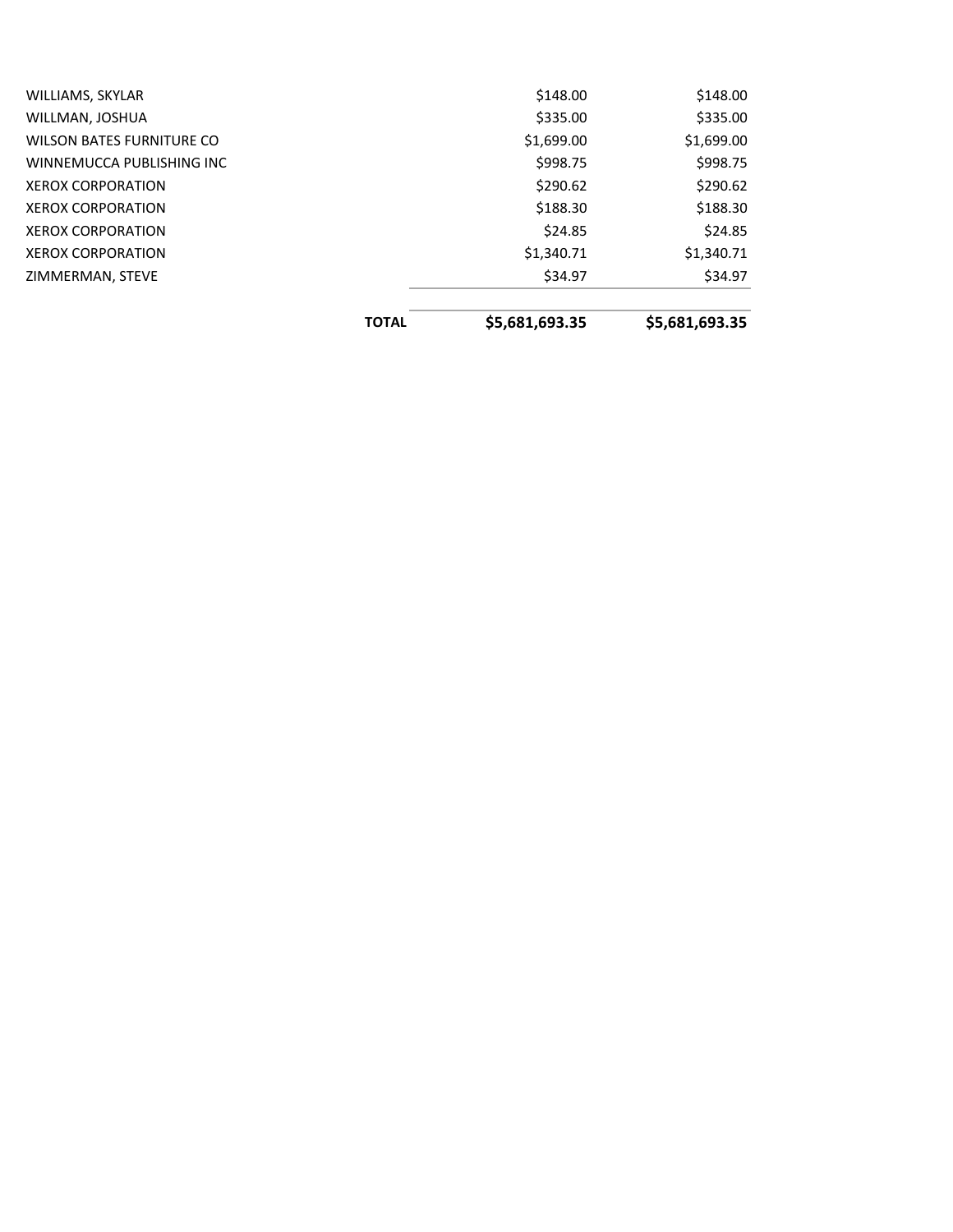| | | | |
|---|---|---|---|
| WILLIAMS, SKYLAR | | $148.00 | $148.00 |
| WILLMAN, JOSHUA | | $335.00 | $335.00 |
| WILSON BATES FURNITURE CO | | $1,699.00 | $1,699.00 |
| WINNEMUCCA PUBLISHING INC | | $998.75 | $998.75 |
| XEROX CORPORATION | | $290.62 | $290.62 |
| XEROX CORPORATION | | $188.30 | $188.30 |
| XEROX CORPORATION | | $24.85 | $24.85 |
| XEROX CORPORATION | | $1,340.71 | $1,340.71 |
| ZIMMERMAN, STEVE | | $34.97 | $34.97 |
| | **TOTAL** | **$5,681,693.35** | **$5,681,693.35** |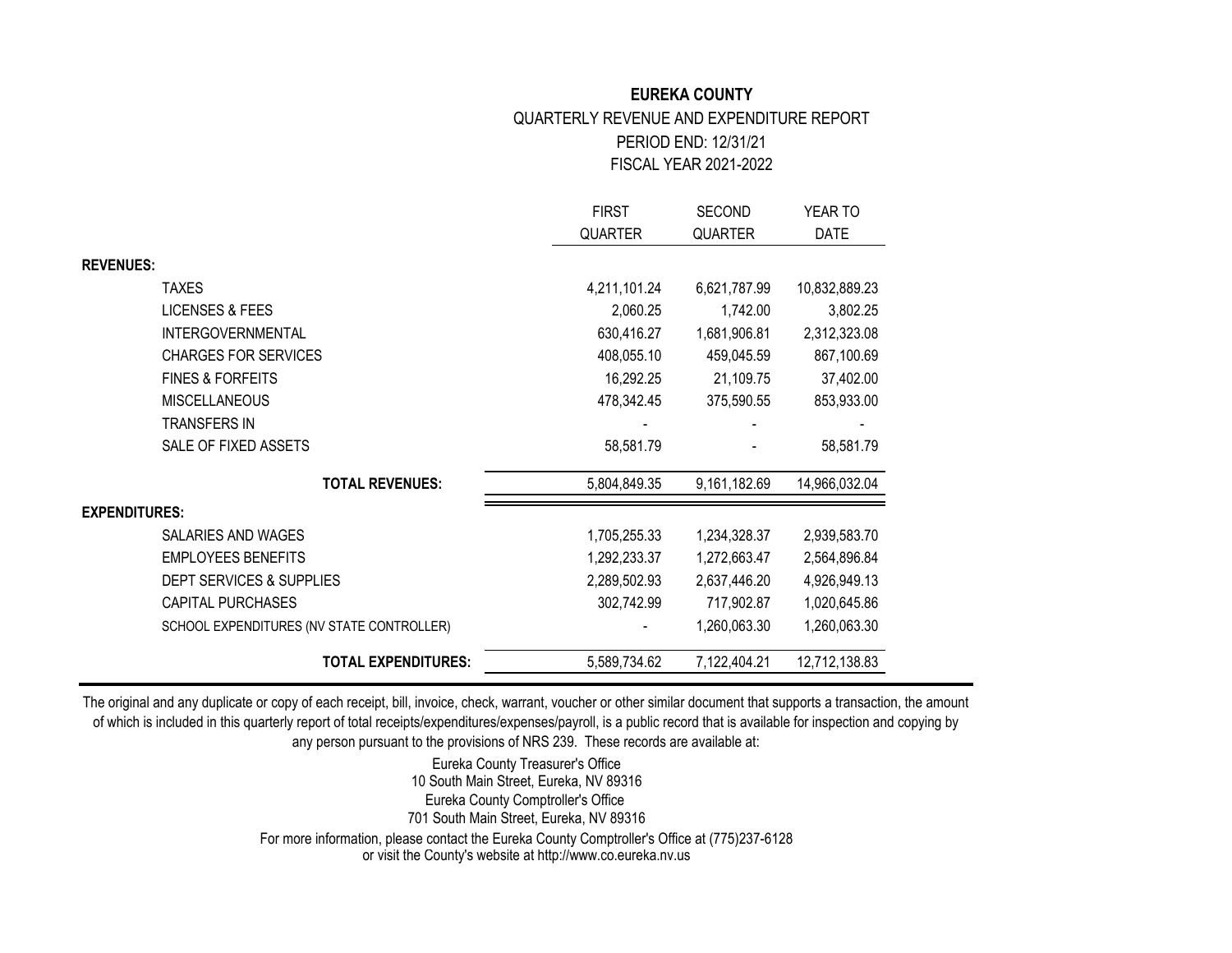# EUREKA COUNTY

QUARTERLY REVENUE AND EXPENDITURE REPORT

PERIOD END: 12/31/21

FISCAL YEAR 2021-2022

| | FIRST QUARTER | SECOND QUARTER | YEAR TO DATE |
|---|---|---|---|
| **REVENUES:** | | | |
| TAXES | 4,211,101.24 | 6,621,787.99 | 10,832,889.23 |
| LICENSES & FEES | 2,060.25 | 1,742.00 | 3,802.25 |
| INTERGOVERNMENTAL | 630,416.27 | 1,681,906.81 | 2,312,323.08 |
| CHARGES FOR SERVICES | 408,055.10 | 459,045.59 | 867,100.69 |
| FINES & FORFEITS | 16,292.25 | 21,109.75 | 37,402.00 |
| MISCELLANEOUS | 478,342.45 | 375,590.55 | 853,933.00 |
| TRANSFERS IN | - | - | - |
| SALE OF FIXED ASSETS | 58,581.79 | - | 58,581.79 |
| **TOTAL REVENUES:** | 5,804,849.35 | 9,161,182.69 | 14,966,032.04 |
| **EXPENDITURES:** | | | |
| SALARIES AND WAGES | 1,705,255.33 | 1,234,328.37 | 2,939,583.70 |
| EMPLOYEES BENEFITS | 1,292,233.37 | 1,272,663.47 | 2,564,896.84 |
| DEPT SERVICES & SUPPLIES | 2,289,502.93 | 2,637,446.20 | 4,926,949.13 |
| CAPITAL PURCHASES | 302,742.99 | 717,902.87 | 1,020,645.86 |
| SCHOOL EXPENDITURES (NV STATE CONTROLLER) | - | 1,260,063.30 | 1,260,063.30 |
| **TOTAL EXPENDITURES:** | 5,589,734.62 | 7,122,404.21 | 12,712,138.83 |

The original and any duplicate or copy of each receipt, bill, invoice, check, warrant, voucher or other similar document that supports a transaction, the amount of which is included in this quarterly report of total receipts/expenditures/expenses/payroll, is a public record that is available for inspection and copying by any person pursuant to the provisions of NRS 239. These records are available at:

Eureka County Treasurer's Office
10 South Main Street, Eureka, NV 89316
Eureka County Comptroller's Office
701 South Main Street, Eureka, NV 89316

For more information, please contact the Eureka County Comptroller's Office at (775)237-6128
or visit the County's website at http://www.co.eureka.nv.us